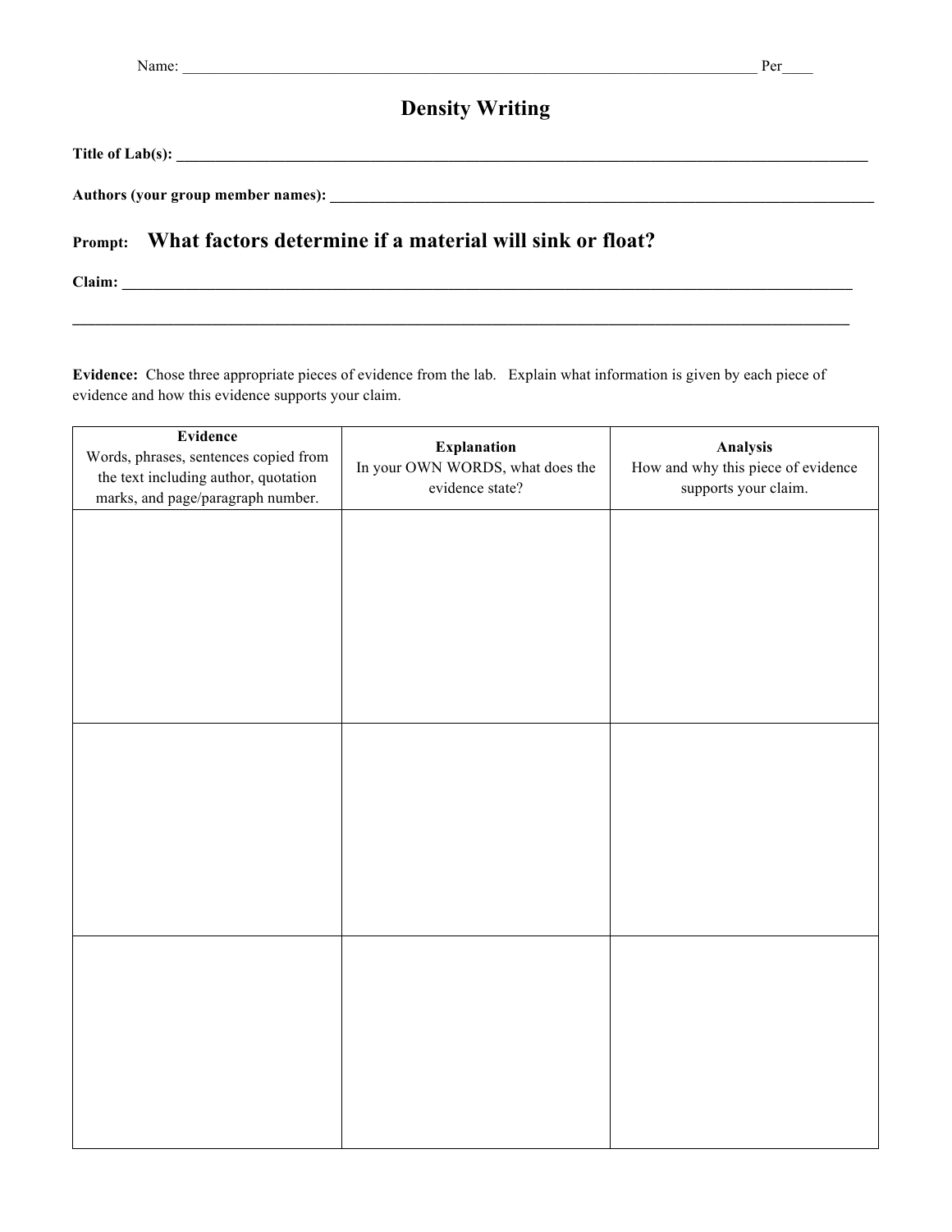Name: ___________________________________________________________________________ Per____

# Density Writing

**Title of Lab(s): ___________________________________________________________________________**

**Authors (your group member names): ___________________________________________________________**

**Prompt: What factors determine if a material will sink or float?**

**Claim: ___________________________________________________________________________**

**___________________________________________________________________________________**

**Evidence:** Chose three appropriate pieces of evidence from the lab. Explain what information is given by each piece of evidence and how this evidence supports your claim.

| **Evidence** Words, phrases, sentences copied from the text including author, quotation marks, and page/paragraph number. | **Explanation** In your OWN WORDS, what does the evidence state? | **Analysis** How and why this piece of evidence supports your claim. |
|---|---|---|
| | | |
| | | |
| | | |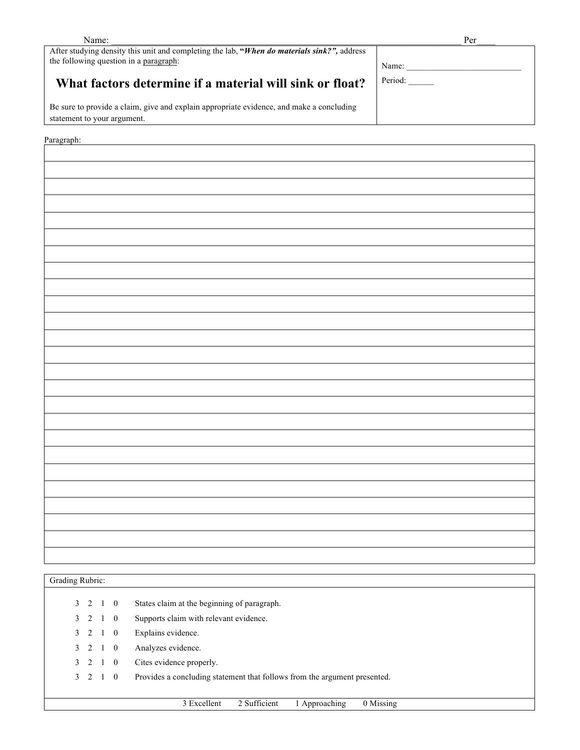Name: _______________________________________________________________________________ Per____

| After studying density this unit and completing the lab, "***When do materials sink?***", address the following question in a paragraph: **What factors determine if a material will sink or float?** Be sure to provide a claim, give and explain appropriate evidence, and make a concluding statement to your argument. | Name: ___________________________ Period: ______ |
| --- | --- |

Paragraph:

|   |
| --- |
|   |
|   |
|   |
|   |
|   |
|   |
|   |
|   |
|   |
|   |
|   |
|   |
|   |
|   |
|   |
|   |
|   |
|   |
|   |
|   |
|   |
|   |
|   |
|   |

Grading Rubric:

| 3 | 2 | 1 | 0 | States claim at the beginning of paragraph. |
| --- | --- | --- | --- | --- |
| 3 | 2 | 1 | 0 | Supports claim with relevant evidence. |
| 3 | 2 | 1 | 0 | Explains evidence. |
| 3 | 2 | 1 | 0 | Analyzes evidence. |
| 3 | 2 | 1 | 0 | Cites evidence properly. |
| 3 | 2 | 1 | 0 | Provides a concluding statement that follows from the argument presented. |

3 Excellent  2 Sufficient  1 Approaching  0 Missing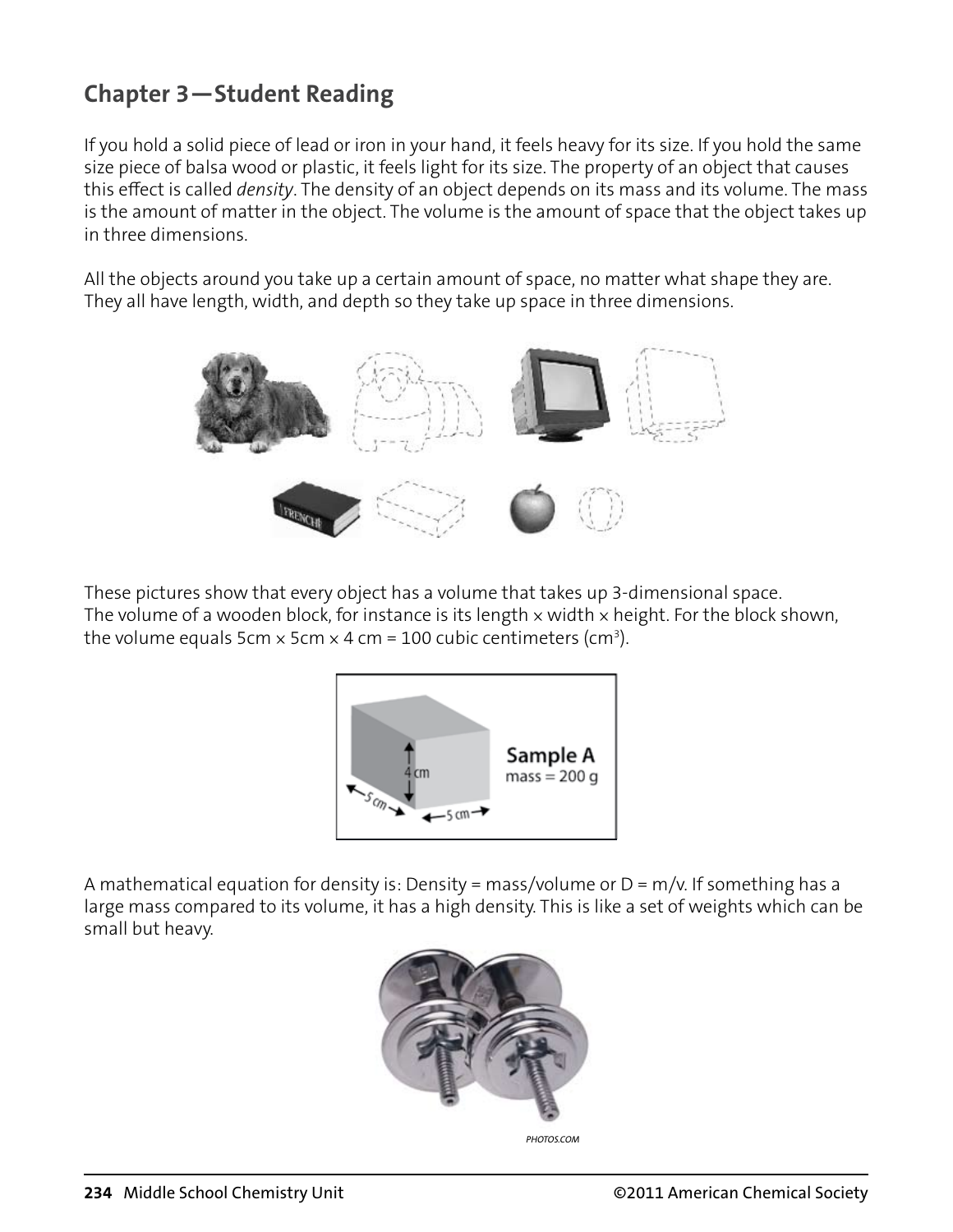## Chapter 3—Student Reading

If you hold a solid piece of lead or iron in your hand, it feels heavy for its size. If you hold the same size piece of balsa wood or plastic, it feels light for its size. The property of an object that causes this effect is called *density*. The density of an object depends on its mass and its volume. The mass is the amount of matter in the object. The volume is the amount of space that the object takes up in three dimensions.

All the objects around you take up a certain amount of space, no matter what shape they are. They all have length, width, and depth so they take up space in three dimensions.

These pictures show that every object has a volume that takes up 3-dimensional space. The volume of a wooden block, for instance is its length × width × height. For the block shown, the volume equals 5cm × 5cm × 4 cm = 100 cubic centimeters ($cm^3$).

A mathematical equation for density is: Density = mass/volume or D = m/v. If something has a large mass compared to its volume, it has a high density. This is like a set of weights which can be small but heavy.

PHOTOS.COM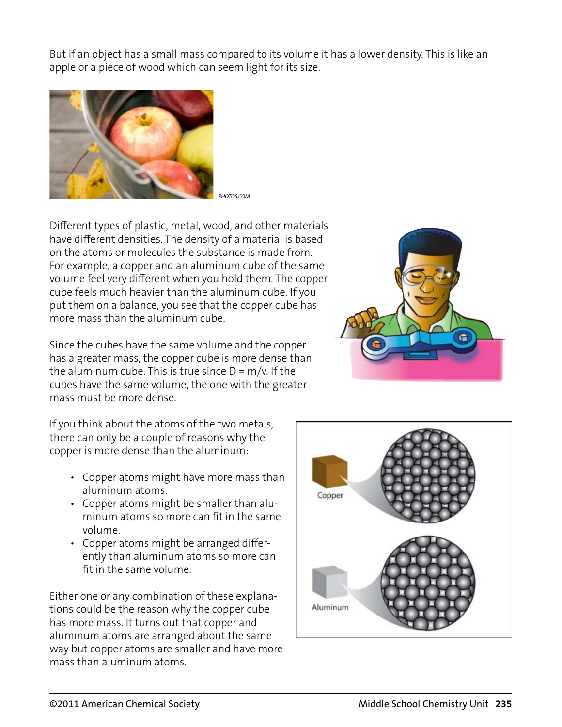But if an object has a small mass compared to its volume it has a lower density. This is like an apple or a piece of wood which can seem light for its size.

PHOTOS.COM

Different types of plastic, metal, wood, and other materials have different densities. The density of a material is based on the atoms or molecules the substance is made from. For example, a copper and an aluminum cube of the same volume feel very different when you hold them. The copper cube feels much heavier than the aluminum cube. If you put them on a balance, you see that the copper cube has more mass than the aluminum cube.

Since the cubes have the same volume and the copper has a greater mass, the copper cube is more dense than the aluminum cube. This is true since $D = m/v$. If the cubes have the same volume, the one with the greater mass must be more dense.

If you think about the atoms of the two metals, there can only be a couple of reasons why the copper is more dense than the aluminum:

- Copper atoms might have more mass than aluminum atoms.
- Copper atoms might be smaller than aluminum atoms so more can fit in the same volume.
- Copper atoms might be arranged differently than aluminum atoms so more can fit in the same volume.

Either one or any combination of these explanations could be the reason why the copper cube has more mass. It turns out that copper and aluminum atoms are arranged about the same way but copper atoms are smaller and have more mass than aluminum atoms.

Copper

Aluminum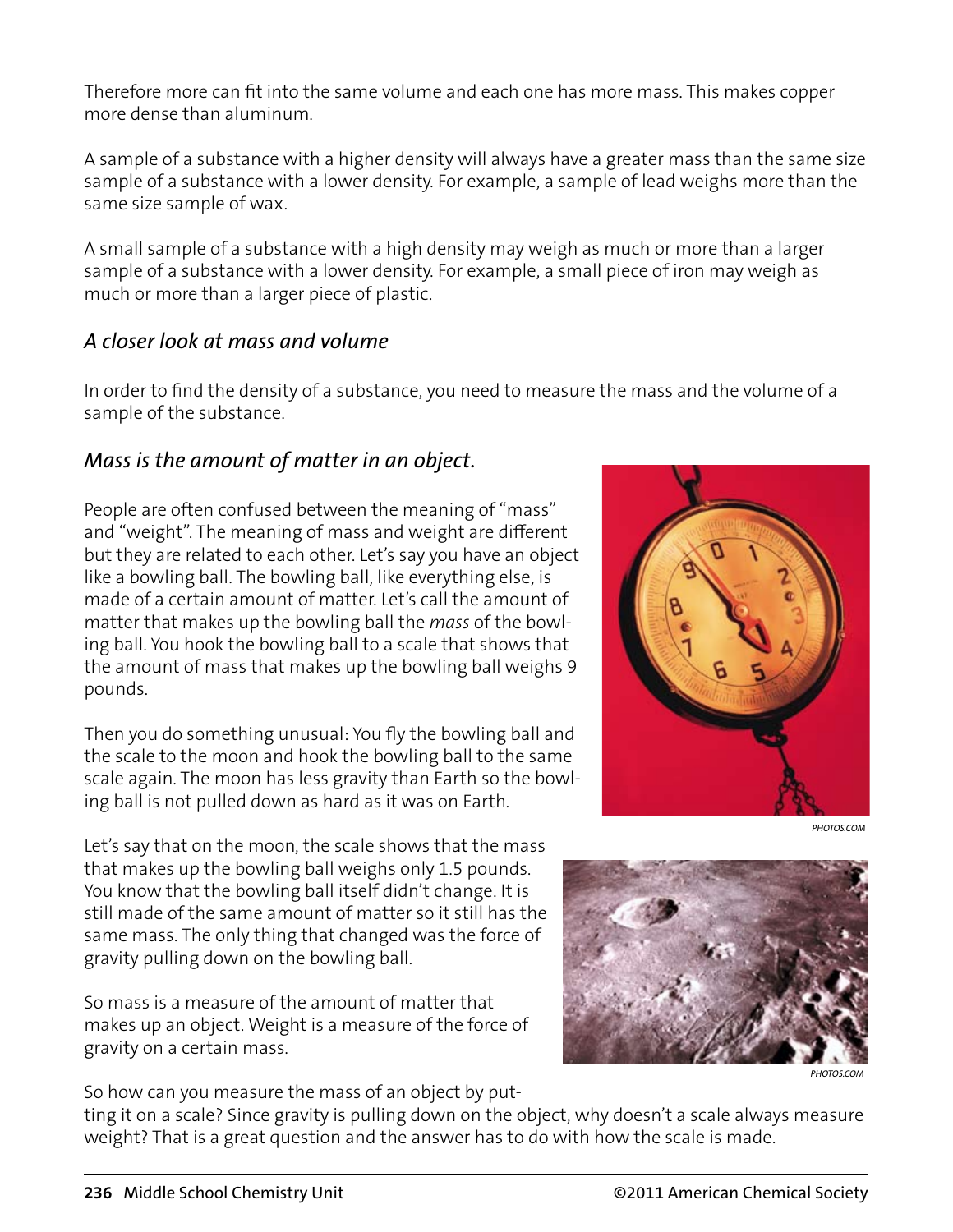Therefore more can fit into the same volume and each one has more mass. This makes copper more dense than aluminum.

A sample of a substance with a higher density will always have a greater mass than the same size sample of a substance with a lower density. For example, a sample of lead weighs more than the same size sample of wax.

A small sample of a substance with a high density may weigh as much or more than a larger sample of a substance with a lower density. For example, a small piece of iron may weigh as much or more than a larger piece of plastic.

### *A closer look at mass and volume*

In order to find the density of a substance, you need to measure the mass and the volume of a sample of the substance.

### *Mass is the amount of matter in an object.*

People are often confused between the meaning of "mass" and "weight". The meaning of mass and weight are different but they are related to each other. Let's say you have an object like a bowling ball. The bowling ball, like everything else, is made of a certain amount of matter. Let's call the amount of matter that makes up the bowling ball the *mass* of the bowling ball. You hook the bowling ball to a scale that shows that the amount of mass that makes up the bowling ball weighs 9 pounds.

Then you do something unusual: You fly the bowling ball and the scale to the moon and hook the bowling ball to the same scale again. The moon has less gravity than Earth so the bowling ball is not pulled down as hard as it was on Earth.

PHOTOS.COM

Let's say that on the moon, the scale shows that the mass that makes up the bowling ball weighs only 1.5 pounds. You know that the bowling ball itself didn't change. It is still made of the same amount of matter so it still has the same mass. The only thing that changed was the force of gravity pulling down on the bowling ball.

So mass is a measure of the amount of matter that makes up an object. Weight is a measure of the force of gravity on a certain mass.

PHOTOS.COM

So how can you measure the mass of an object by putting it on a scale? Since gravity is pulling down on the object, why doesn't a scale always measure weight? That is a great question and the answer has to do with how the scale is made.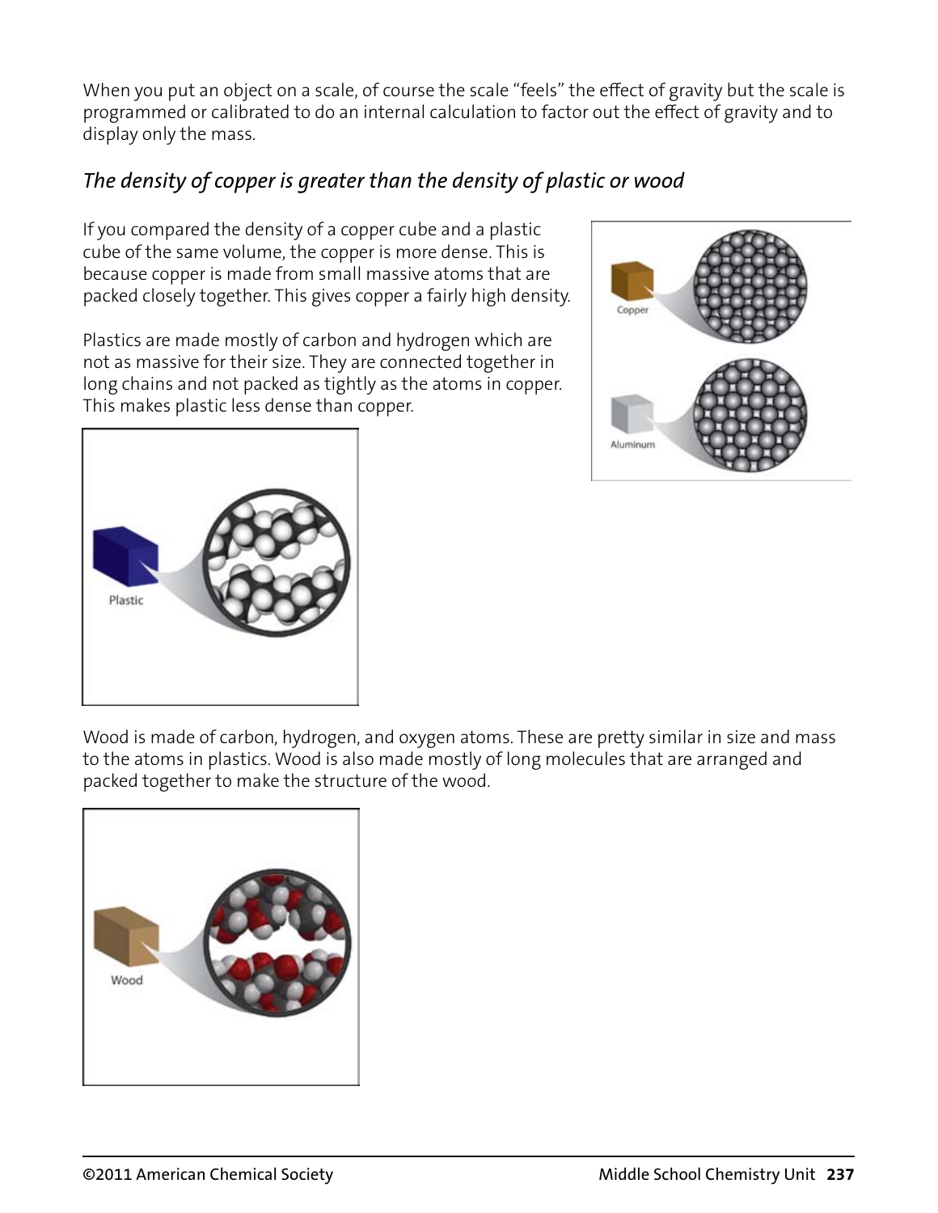When you put an object on a scale, of course the scale "feels" the effect of gravity but the scale is programmed or calibrated to do an internal calculation to factor out the effect of gravity and to display only the mass.

### *The density of copper is greater than the density of plastic or wood*

If you compared the density of a copper cube and a plastic cube of the same volume, the copper is more dense. This is because copper is made from small massive atoms that are packed closely together. This gives copper a fairly high density.

Plastics are made mostly of carbon and hydrogen which are not as massive for their size. They are connected together in long chains and not packed as tightly as the atoms in copper. This makes plastic less dense than copper.

Wood is made of carbon, hydrogen, and oxygen atoms. These are pretty similar in size and mass to the atoms in plastics. Wood is also made mostly of long molecules that are arranged and packed together to make the structure of the wood.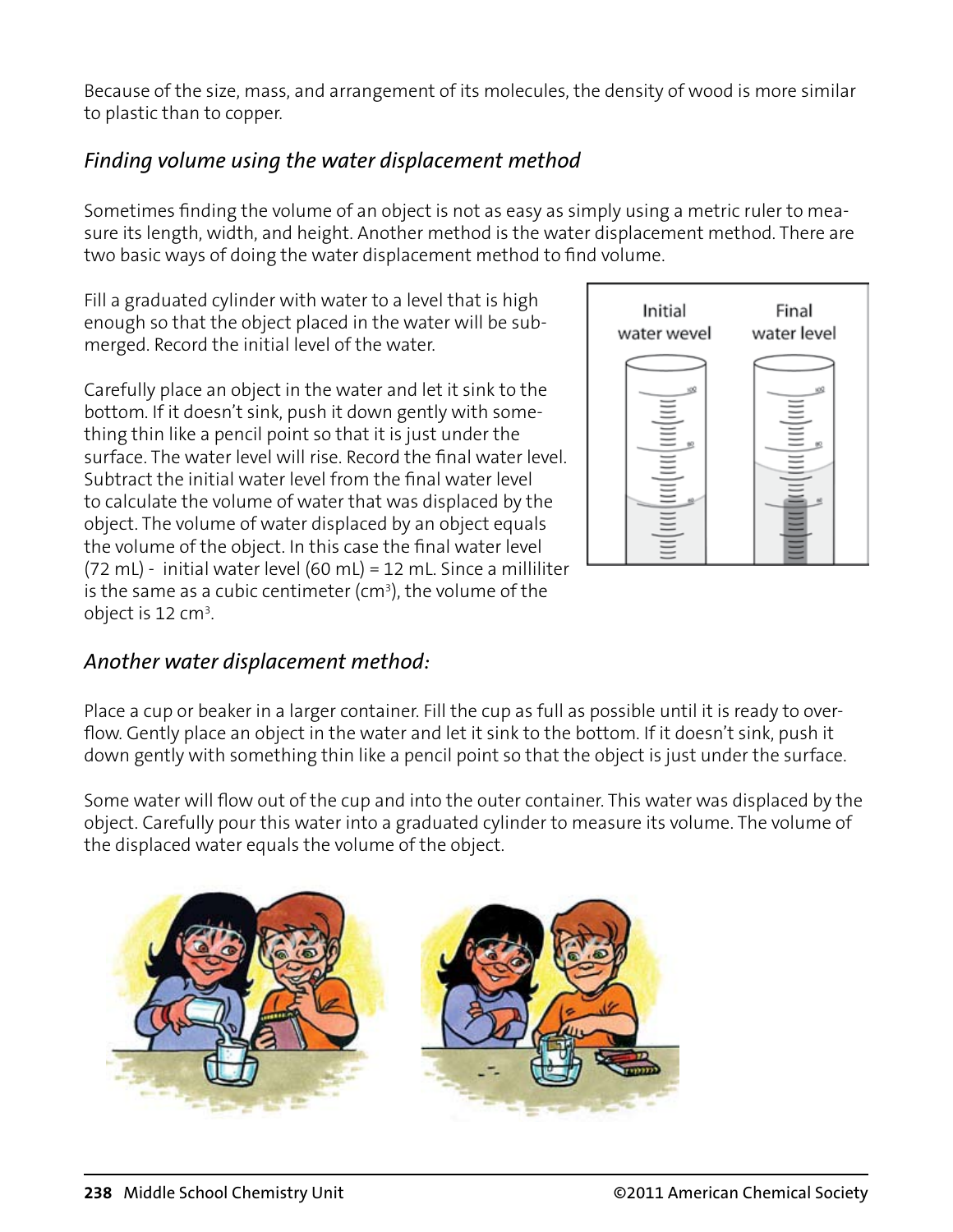Because of the size, mass, and arrangement of its molecules, the density of wood is more similar to plastic than to copper.

### *Finding volume using the water displacement method*

Sometimes finding the volume of an object is not as easy as simply using a metric ruler to measure its length, width, and height. Another method is the water displacement method. There are two basic ways of doing the water displacement method to find volume.

Fill a graduated cylinder with water to a level that is high enough so that the object placed in the water will be submerged. Record the initial level of the water.

Carefully place an object in the water and let it sink to the bottom. If it doesn't sink, push it down gently with something thin like a pencil point so that it is just under the surface. The water level will rise. Record the final water level. Subtract the initial water level from the final water level to calculate the volume of water that was displaced by the object. The volume of water displaced by an object equals the volume of the object. In this case the final water level (72 mL) - initial water level (60 mL) = 12 mL. Since a milliliter is the same as a cubic centimeter ($cm^3$), the volume of the object is 12 $cm^3$.

Initial water wevel

Final water level

### *Another water displacement method:*

Place a cup or beaker in a larger container. Fill the cup as full as possible until it is ready to overflow. Gently place an object in the water and let it sink to the bottom. If it doesn't sink, push it down gently with something thin like a pencil point so that the object is just under the surface.

Some water will flow out of the cup and into the outer container. This water was displaced by the object. Carefully pour this water into a graduated cylinder to measure its volume. The volume of the displaced water equals the volume of the object.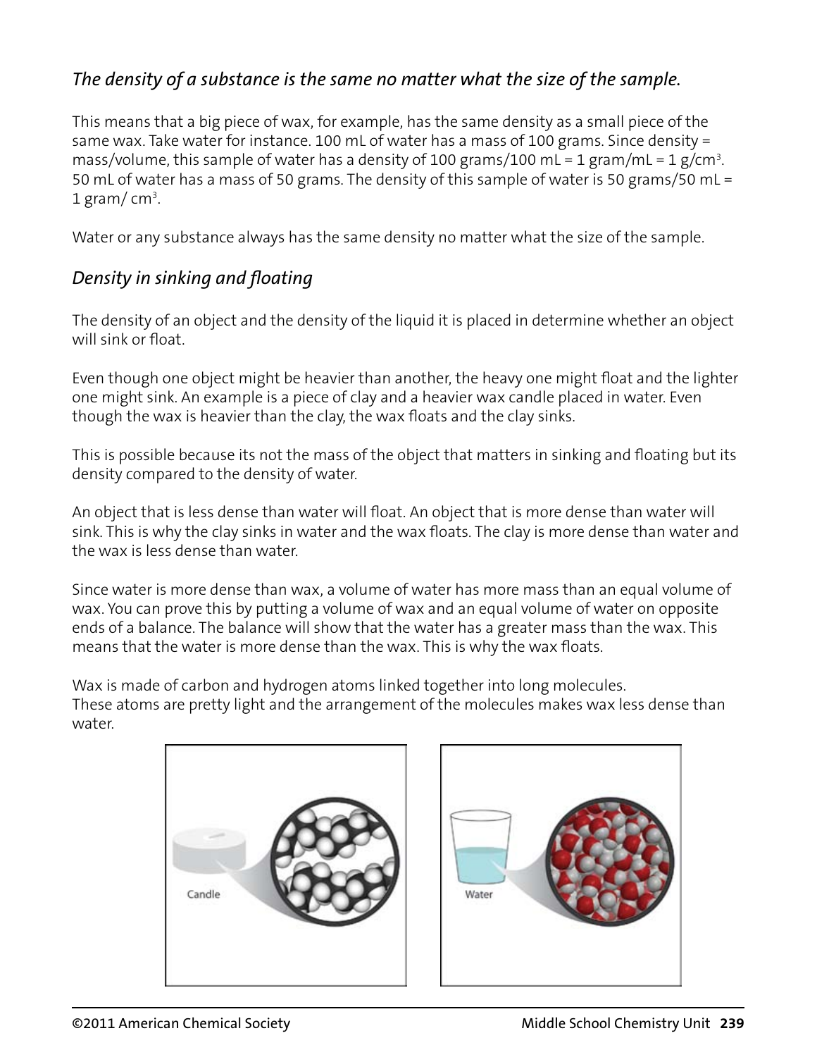## *The density of a substance is the same no matter what the size of the sample.*

This means that a big piece of wax, for example, has the same density as a small piece of the same wax. Take water for instance. 100 mL of water has a mass of 100 grams. Since density = mass/volume, this sample of water has a density of 100 grams/100 mL = 1 gram/mL = 1 g/cm$^3$. 50 mL of water has a mass of 50 grams. The density of this sample of water is 50 grams/50 mL = 1 gram/ cm$^3$.

Water or any substance always has the same density no matter what the size of the sample.

## *Density in sinking and floating*

The density of an object and the density of the liquid it is placed in determine whether an object will sink or float.

Even though one object might be heavier than another, the heavy one might float and the lighter one might sink. An example is a piece of clay and a heavier wax candle placed in water. Even though the wax is heavier than the clay, the wax floats and the clay sinks.

This is possible because its not the mass of the object that matters in sinking and floating but its density compared to the density of water.

An object that is less dense than water will float. An object that is more dense than water will sink. This is why the clay sinks in water and the wax floats. The clay is more dense than water and the wax is less dense than water.

Since water is more dense than wax, a volume of water has more mass than an equal volume of wax. You can prove this by putting a volume of wax and an equal volume of water on opposite ends of a balance. The balance will show that the water has a greater mass than the wax. This means that the water is more dense than the wax. This is why the wax floats.

Wax is made of carbon and hydrogen atoms linked together into long molecules.
These atoms are pretty light and the arrangement of the molecules makes wax less dense than water.

Candle

Water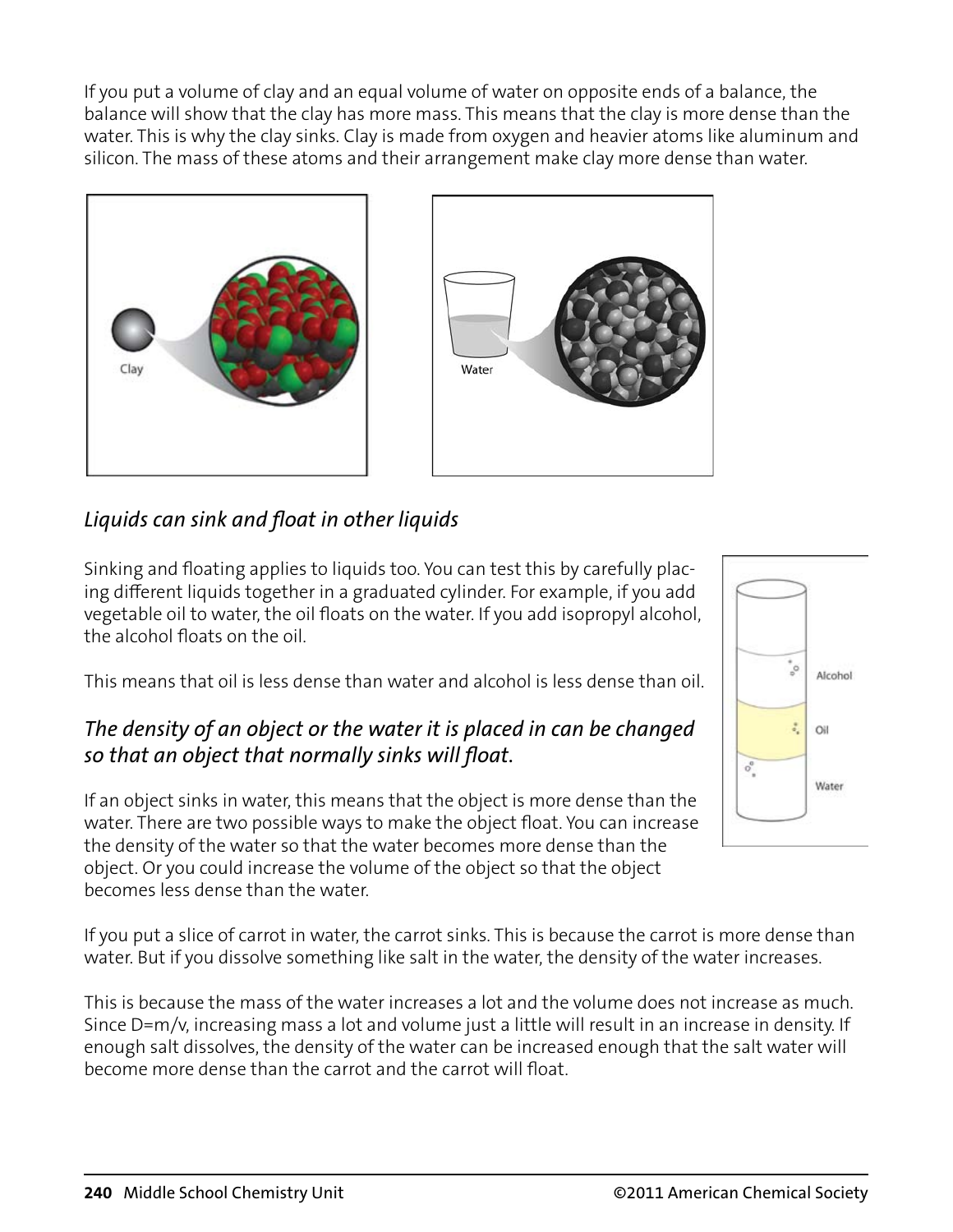If you put a volume of clay and an equal volume of water on opposite ends of a balance, the balance will show that the clay has more mass. This means that the clay is more dense than the water. This is why the clay sinks. Clay is made from oxygen and heavier atoms like aluminum and silicon. The mass of these atoms and their arrangement make clay more dense than water.

Clay

Water

### *Liquids can sink and float in other liquids*

Sinking and floating applies to liquids too. You can test this by carefully placing different liquids together in a graduated cylinder. For example, if you add vegetable oil to water, the oil floats on the water. If you add isopropyl alcohol, the alcohol floats on the oil.

This means that oil is less dense than water and alcohol is less dense than oil.

Alcohol

Oil

Water

### *The density of an object or the water it is placed in can be changed so that an object that normally sinks will float.*

If an object sinks in water, this means that the object is more dense than the water. There are two possible ways to make the object float. You can increase the density of the water so that the water becomes more dense than the object. Or you could increase the volume of the object so that the object becomes less dense than the water.

If you put a slice of carrot in water, the carrot sinks. This is because the carrot is more dense than water. But if you dissolve something like salt in the water, the density of the water increases.

This is because the mass of the water increases a lot and the volume does not increase as much. Since $D=m/v$, increasing mass a lot and volume just a little will result in an increase in density. If enough salt dissolves, the density of the water can be increased enough that the salt water will become more dense than the carrot and the carrot will float.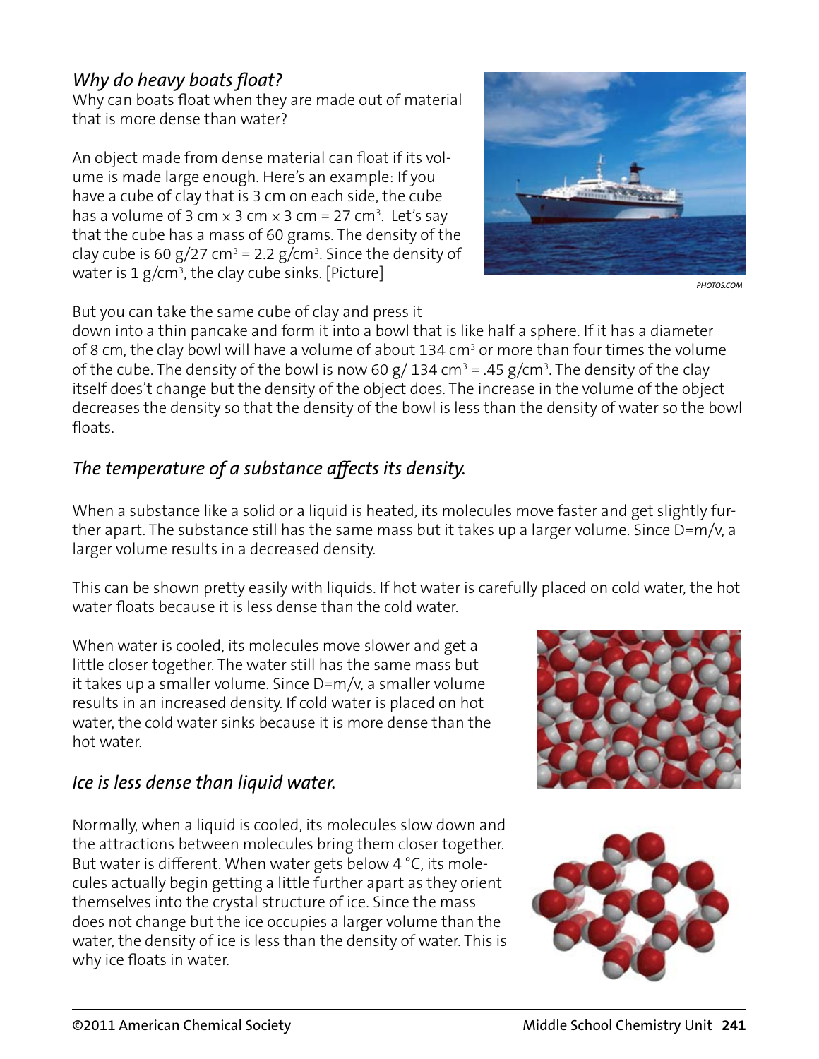### *Why do heavy boats float?*

Why can boats float when they are made out of material that is more dense than water?

An object made from dense material can float if its volume is made large enough. Here's an example: If you have a cube of clay that is 3 cm on each side, the cube has a volume of 3 cm × 3 cm × 3 cm = 27 $cm^3$. Let's say that the cube has a mass of 60 grams. The density of the clay cube is 60 g/27 $cm^3$ = 2.2 g/$cm^3$. Since the density of water is 1 g/$cm^3$, the clay cube sinks. [Picture]

PHOTOS.COM

But you can take the same cube of clay and press it down into a thin pancake and form it into a bowl that is like half a sphere. If it has a diameter of 8 cm, the clay bowl will have a volume of about 134 $cm^3$ or more than four times the volume of the cube. The density of the bowl is now 60 g/ 134 $cm^3$ = .45 g/$cm^3$. The density of the clay itself doesn't change but the density of the object does. The increase in the volume of the object decreases the density so that the density of the bowl is less than the density of water so the bowl floats.

### *The temperature of a substance affects its density.*

When a substance like a solid or a liquid is heated, its molecules move faster and get slightly further apart. The substance still has the same mass but it takes up a larger volume. Since D=m/v, a larger volume results in a decreased density.

This can be shown pretty easily with liquids. If hot water is carefully placed on cold water, the hot water floats because it is less dense than the cold water.

When water is cooled, its molecules move slower and get a little closer together. The water still has the same mass but it takes up a smaller volume. Since D=m/v, a smaller volume results in an increased density. If cold water is placed on hot water, the cold water sinks because it is more dense than the hot water.

### *Ice is less dense than liquid water.*

Normally, when a liquid is cooled, its molecules slow down and the attractions between molecules bring them closer together. But water is different. When water gets below 4 °C, its molecules actually begin getting a little further apart as they orient themselves into the crystal structure of ice. Since the mass does not change but the ice occupies a larger volume than the water, the density of ice is less than the density of water. This is why ice floats in water.